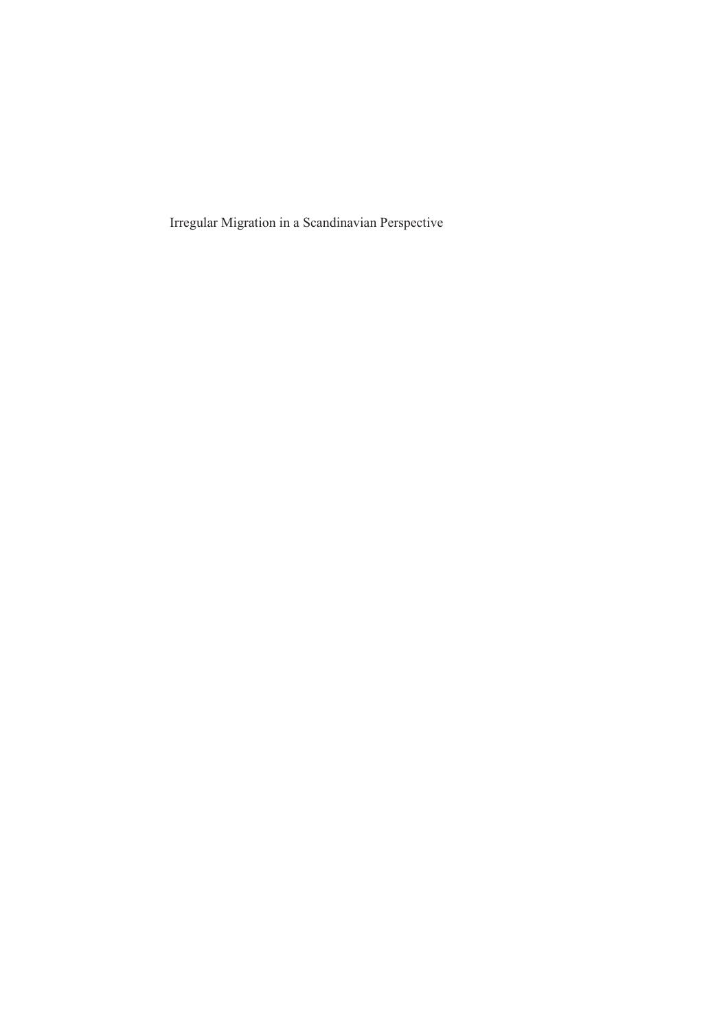Irregular Migration in a Scandinavian Perspective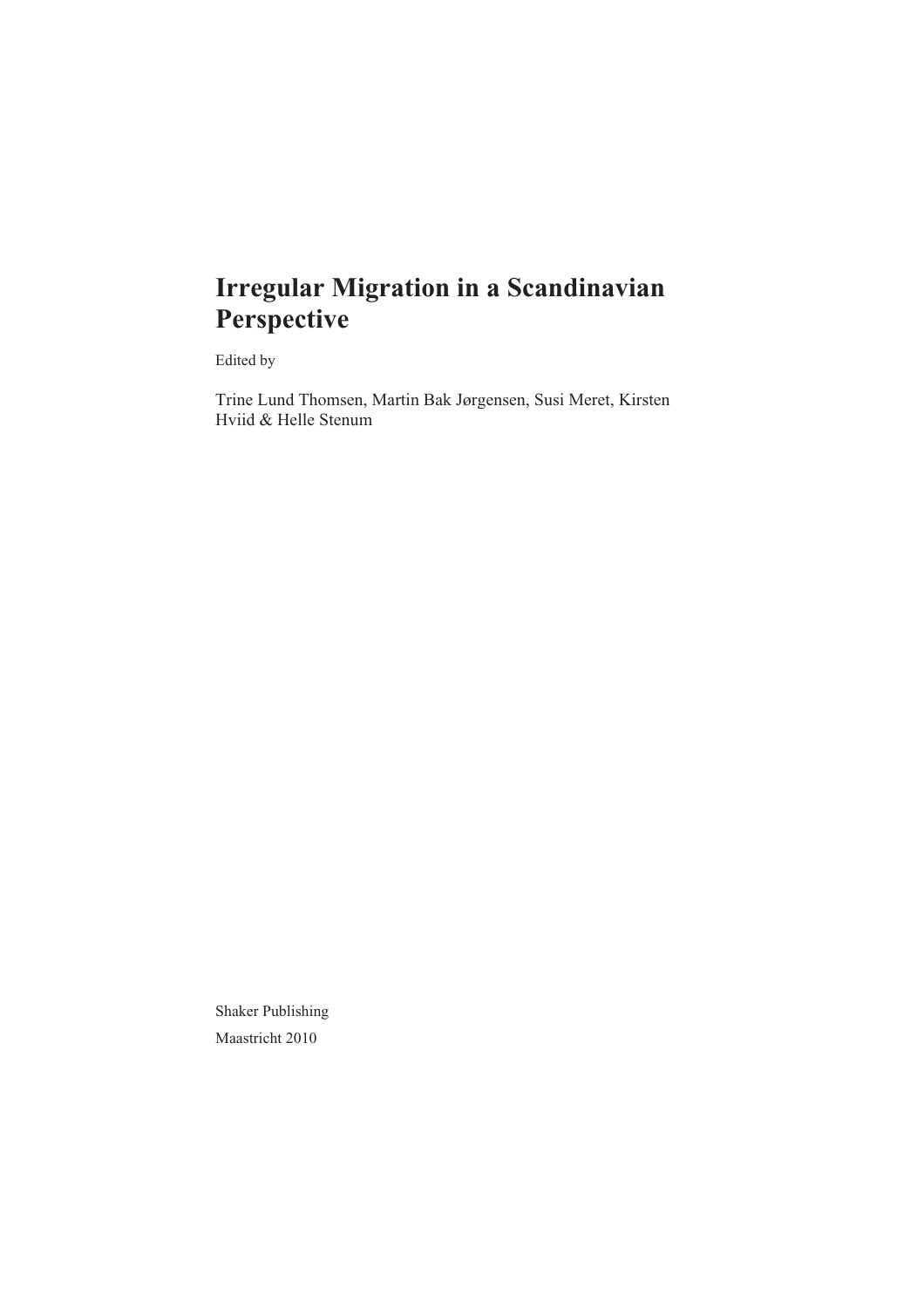# Irregular Migration in a Scandinavian Perspective

Edited by

Trine Lund Thomsen, Martin Bak Jørgensen, Susi Meret, Kirsten Hviid & Helle Stenum

Shaker Publishing

Maastricht 2010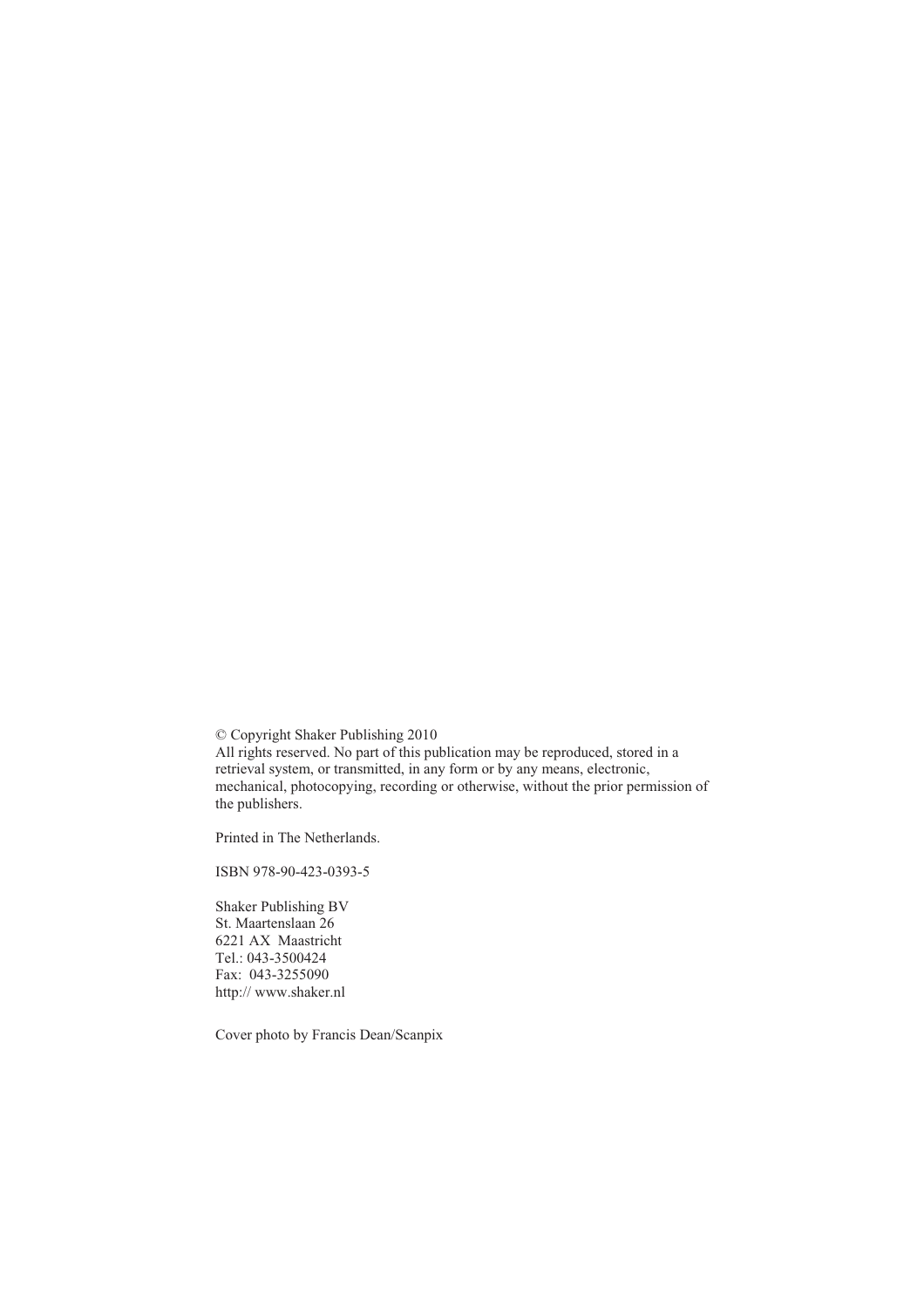© Copyright Shaker Publishing 2010
All rights reserved. No part of this publication may be reproduced, stored in a retrieval system, or transmitted, in any form or by any means, electronic, mechanical, photocopying, recording or otherwise, without the prior permission of the publishers.

Printed in The Netherlands.

ISBN 978-90-423-0393-5

Shaker Publishing BV
St. Maartenslaan 26
6221 AX Maastricht
Tel.: 043-3500424
Fax: 043-3255090
http:// www.shaker.nl

Cover photo by Francis Dean/Scanpix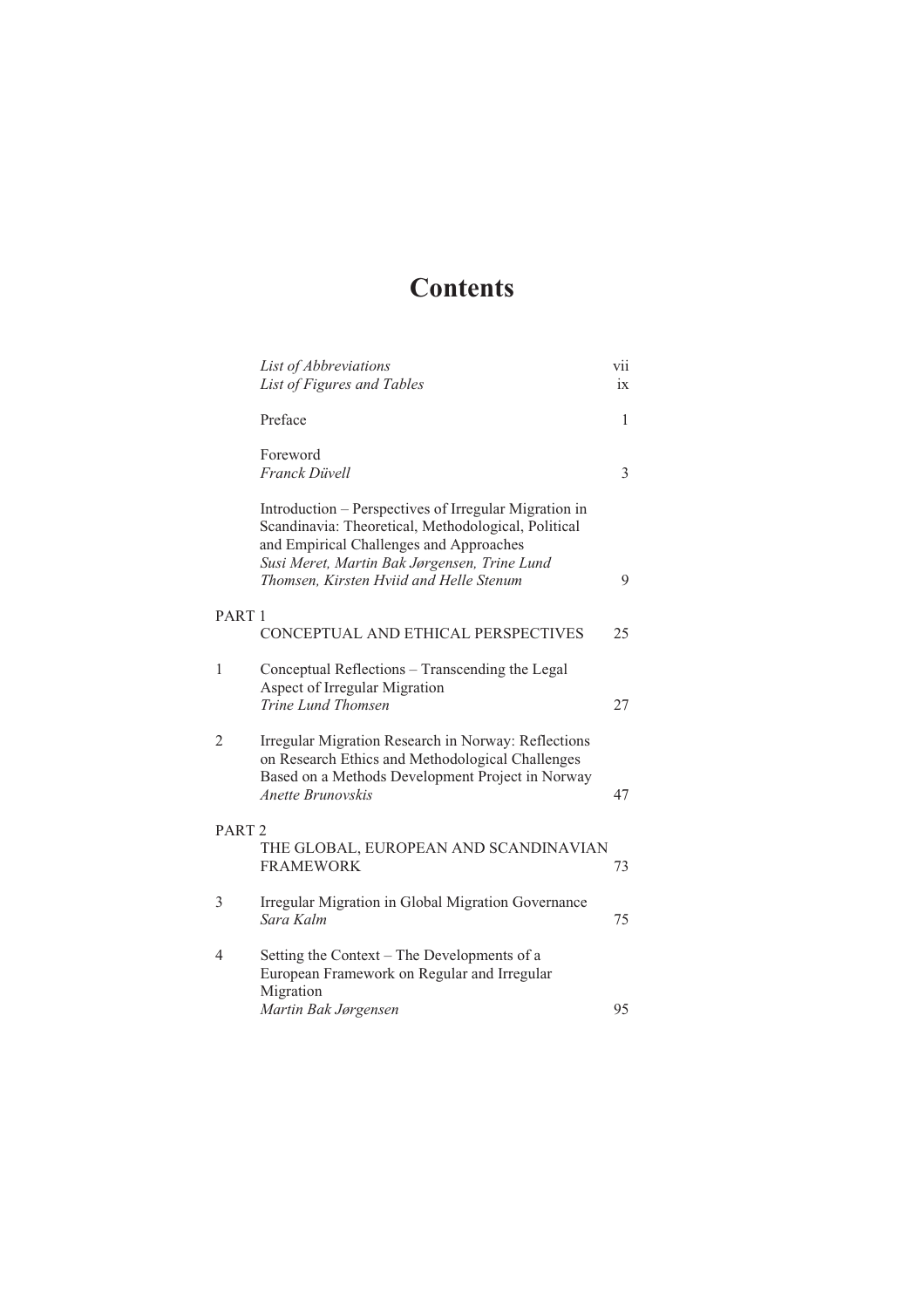# Contents

| | | |
|---|---|---|
| | *List of Abbreviations* | vii |
| | *List of Figures and Tables* | ix |
| | Preface | 1 |
| | Foreword<br>*Franck Düvell* | 3 |
| | Introduction – Perspectives of Irregular Migration in Scandinavia: Theoretical, Methodological, Political and Empirical Challenges and Approaches<br>*Susi Meret, Martin Bak Jørgensen, Trine Lund Thomsen, Kirsten Hviid and Helle Stenum* | 9 |
| PART 1 | CONCEPTUAL AND ETHICAL PERSPECTIVES | 25 |
| 1 | Conceptual Reflections – Transcending the Legal Aspect of Irregular Migration<br>*Trine Lund Thomsen* | 27 |
| 2 | Irregular Migration Research in Norway: Reflections on Research Ethics and Methodological Challenges Based on a Methods Development Project in Norway<br>*Anette Brunovskis* | 47 |
| PART 2 | THE GLOBAL, EUROPEAN AND SCANDINAVIAN FRAMEWORK | 73 |
| 3 | Irregular Migration in Global Migration Governance<br>*Sara Kalm* | 75 |
| 4 | Setting the Context – The Developments of a European Framework on Regular and Irregular Migration<br>*Martin Bak Jørgensen* | 95 |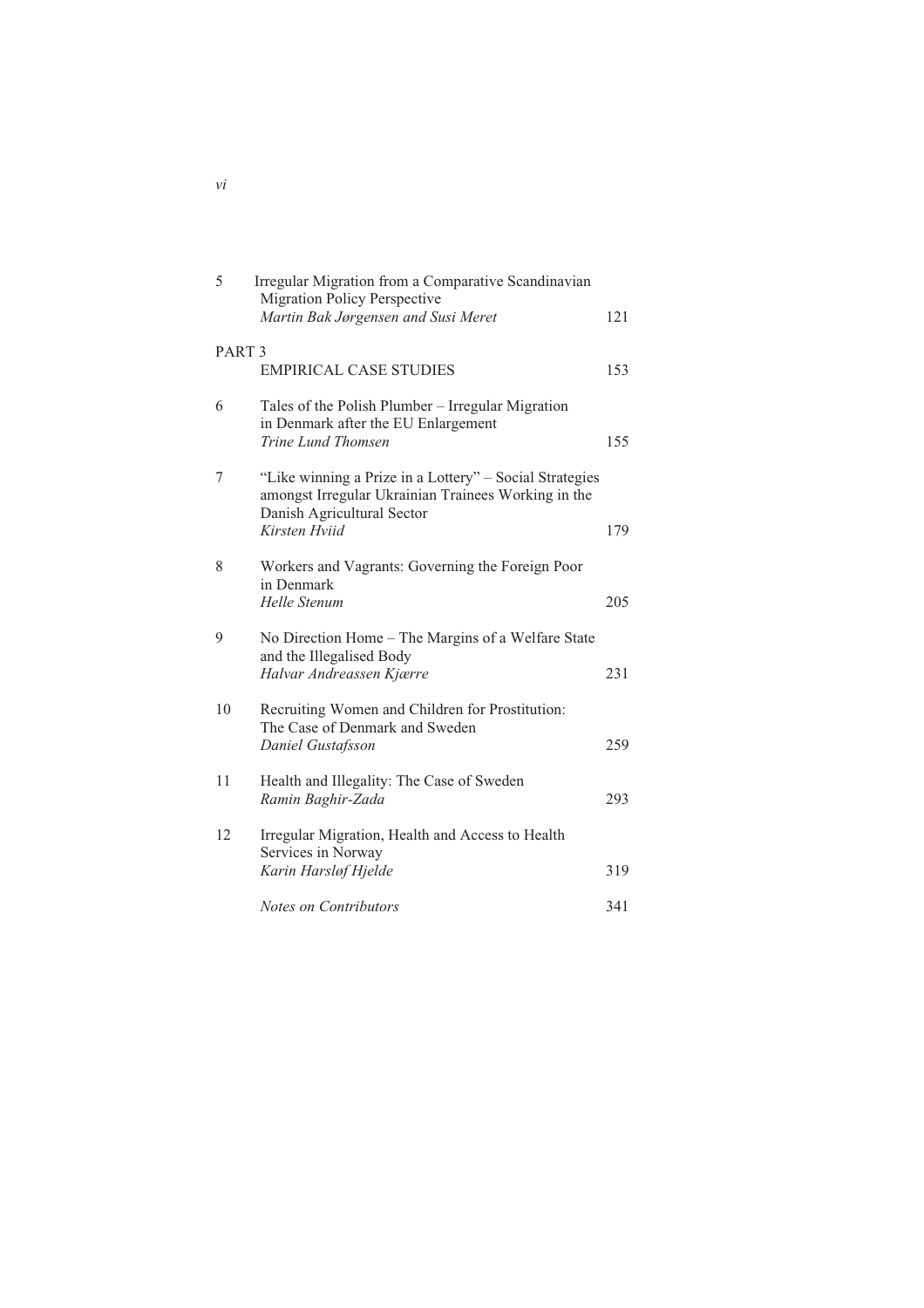| | | |
|---|---|---|
| 5 | Irregular Migration from a Comparative Scandinavian Migration Policy Perspective<br>*Martin Bak Jørgensen and Susi Meret* | 121 |
| PART 3 | EMPIRICAL CASE STUDIES | 153 |
| 6 | Tales of the Polish Plumber – Irregular Migration in Denmark after the EU Enlargement<br>*Trine Lund Thomsen* | 155 |
| 7 | "Like winning a Prize in a Lottery" – Social Strategies amongst Irregular Ukrainian Trainees Working in the Danish Agricultural Sector<br>*Kirsten Hviid* | 179 |
| 8 | Workers and Vagrants: Governing the Foreign Poor in Denmark<br>*Helle Stenum* | 205 |
| 9 | No Direction Home – The Margins of a Welfare State and the Illegalised Body<br>*Halvar Andreassen Kjærre* | 231 |
| 10 | Recruiting Women and Children for Prostitution: The Case of Denmark and Sweden<br>*Daniel Gustafsson* | 259 |
| 11 | Health and Illegality: The Case of Sweden<br>*Ramin Baghir-Zada* | 293 |
| 12 | Irregular Migration, Health and Access to Health Services in Norway<br>*Karin Harsløf Hjelde* | 319 |
| | *Notes on Contributors* | 341 |